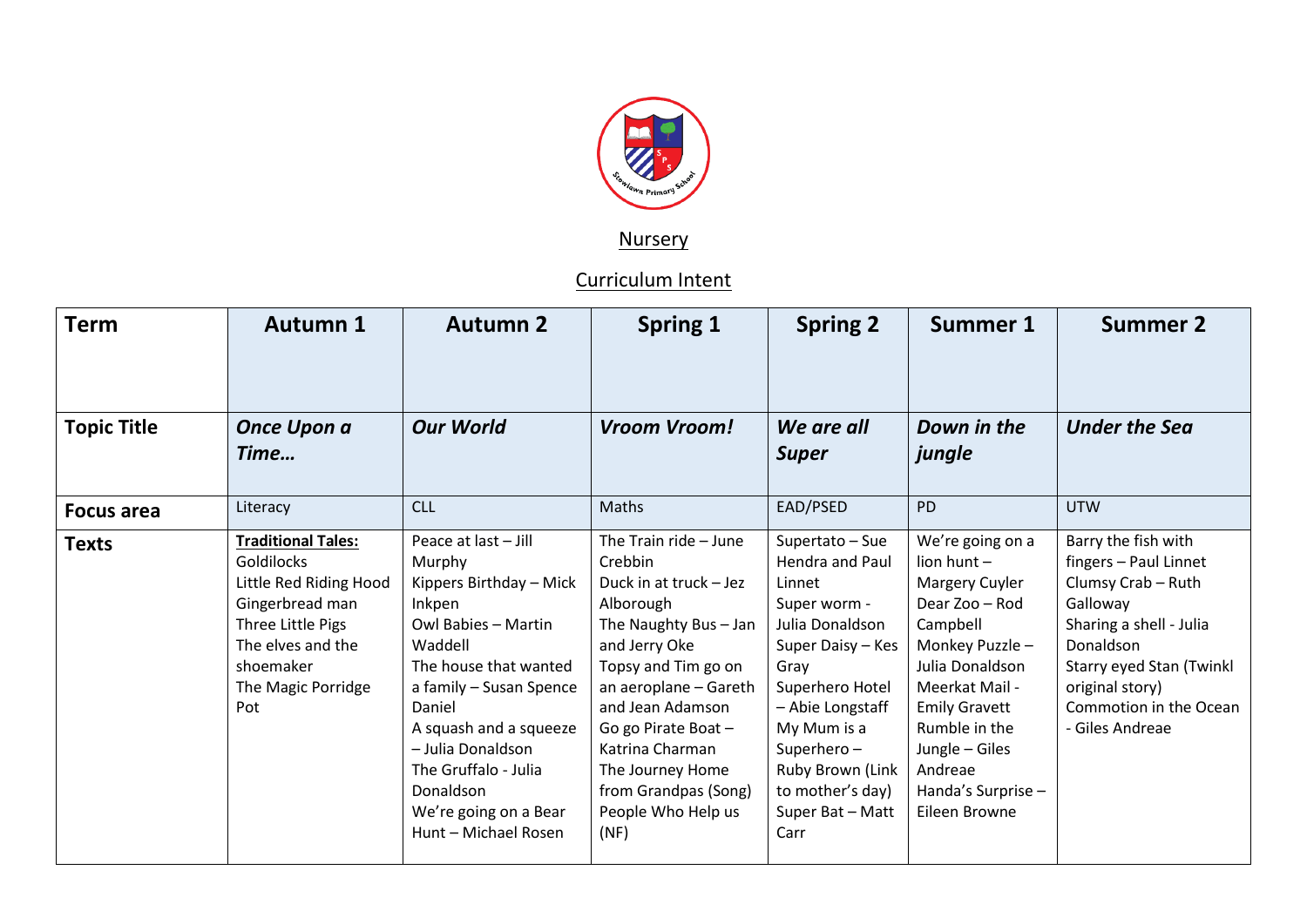Nursery

Curriculum Intent

| Term | Autumn 1 | Autumn 2 | Spring 1 | Spring 2 | Summer 1 | Summer 2 |
|---|---|---|---|---|---|---|
| Topic Title | ***Once Upon a Time…*** | ***Our World*** | ***Vroom Vroom!*** | ***We are all Super*** | ***Down in the jungle*** | ***Under the Sea*** |
| Focus area | Literacy | CLL | Maths | EAD/PSED | PD | UTW |
| Texts | **Traditional Tales:**<br>Goldilocks<br>Little Red Riding Hood<br>Gingerbread man<br>Three Little Pigs<br>The elves and the shoemaker<br>The Magic Porridge Pot | Peace at last – Jill Murphy<br>Kippers Birthday – Mick Inkpen<br>Owl Babies – Martin Waddell<br>The house that wanted a family – Susan Spence Daniel<br>A squash and a squeeze – Julia Donaldson<br>The Gruffalo - Julia Donaldson<br>We're going on a Bear Hunt – Michael Rosen | The Train ride – June Crebbin<br>Duck in at truck – Jez Alborough<br>The Naughty Bus – Jan and Jerry Oke<br>Topsy and Tim go on an aeroplane – Gareth and Jean Adamson<br>Go go Pirate Boat – Katrina Charman<br>The Journey Home from Grandpas (Song)<br>People Who Help us (NF) | Supertato – Sue Hendra and Paul Linnet<br>Super worm - Julia Donaldson<br>Super Daisy – Kes Gray<br>Superhero Hotel – Abie Longstaff<br>My Mum is a Superhero – Ruby Brown (Link to mother's day)<br>Super Bat – Matt Carr | We're going on a lion hunt – Margery Cuyler<br>Dear Zoo – Rod Campbell<br>Monkey Puzzle – Julia Donaldson<br>Meerkat Mail - Emily Gravett<br>Rumble in the Jungle – Giles Andreae<br>Handa's Surprise – Eileen Browne | Barry the fish with fingers – Paul Linnet<br>Clumsy Crab – Ruth Galloway<br>Sharing a shell - Julia Donaldson<br>Starry eyed Stan (Twinkl original story)<br>Commotion in the Ocean - Giles Andreae |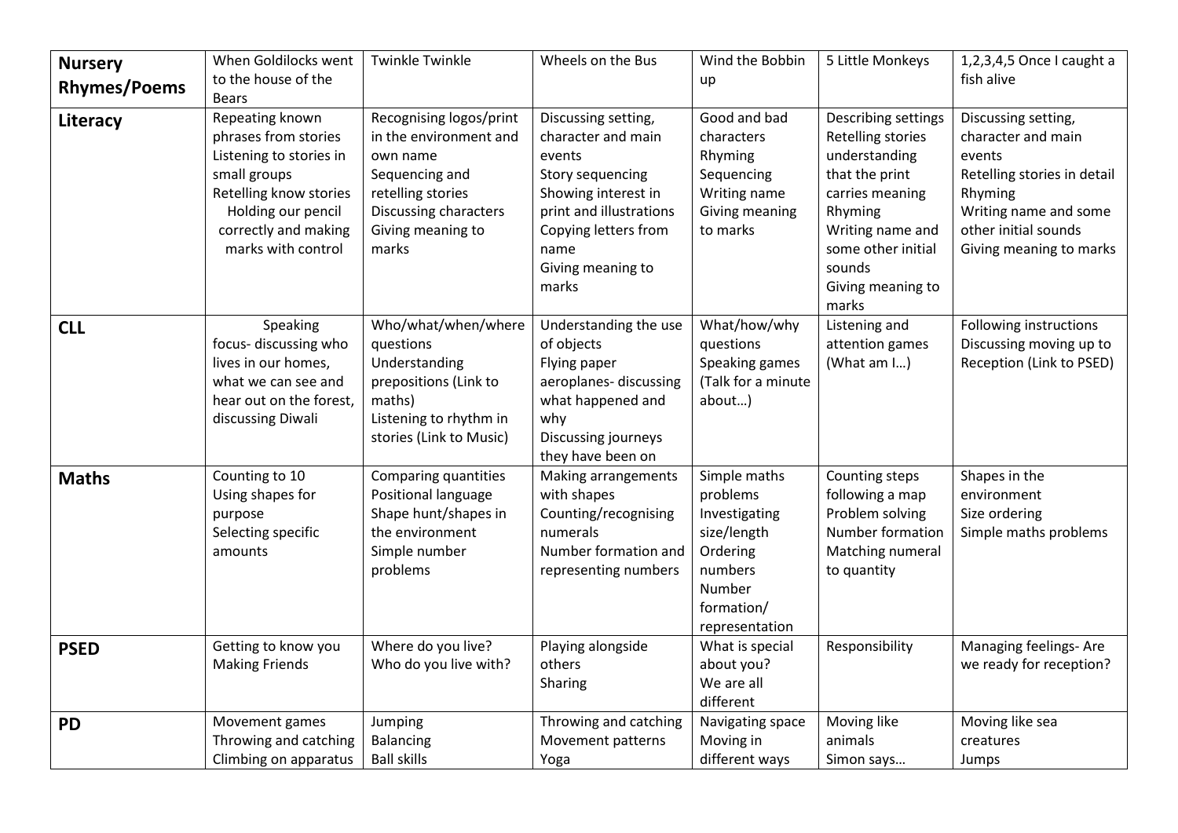| **Nursery Rhymes/Poems** | When Goldilocks went to the house of the Bears | Twinkle Twinkle | Wheels on the Bus | Wind the Bobbin up | 5 Little Monkeys | 1,2,3,4,5 Once I caught a fish alive |
|---|---|---|---|---|---|---|
| **Literacy** | Repeating known phrases from stories<br>Listening to stories in small groups<br>Retelling know stories<br>Holding our pencil correctly and making marks with control | Recognising logos/print in the environment and own name<br>Sequencing and retelling stories<br>Discussing characters<br>Giving meaning to marks | Discussing setting, character and main events<br>Story sequencing<br>Showing interest in print and illustrations<br>Copying letters from name<br>Giving meaning to marks | Good and bad characters<br>Rhyming<br>Sequencing<br>Writing name<br>Giving meaning to marks | Describing settings<br>Retelling stories understanding that the print carries meaning<br>Rhyming<br>Writing name and some other initial sounds<br>Giving meaning to marks | Discussing setting, character and main events<br>Retelling stories in detail<br>Rhyming<br>Writing name and some other initial sounds<br>Giving meaning to marks |
| **CLL** | Speaking focus- discussing who lives in our homes, what we can see and hear out on the forest, discussing Diwali | Who/what/when/where questions<br>Understanding prepositions (Link to maths)<br>Listening to rhythm in stories (Link to Music) | Understanding the use of objects<br>Flying paper aeroplanes- discussing what happened and why<br>Discussing journeys they have been on | What/how/why questions<br>Speaking games (Talk for a minute about…) | Listening and attention games (What am I…) | Following instructions<br>Discussing moving up to Reception (Link to PSED) |
| **Maths** | Counting to 10<br>Using shapes for purpose<br>Selecting specific amounts | Comparing quantities<br>Positional language<br>Shape hunt/shapes in the environment<br>Simple number problems | Making arrangements with shapes<br>Counting/recognising numerals<br>Number formation and representing numbers | Simple maths problems<br>Investigating size/length<br>Ordering numbers<br>Number formation/ representation | Counting steps following a map<br>Problem solving<br>Number formation<br>Matching numeral to quantity | Shapes in the environment<br>Size ordering<br>Simple maths problems |
| **PSED** | Getting to know you<br>Making Friends | Where do you live?<br>Who do you live with? | Playing alongside others<br>Sharing | What is special about you?<br>We are all different | Responsibility | Managing feelings- Are we ready for reception? |
| **PD** | Movement games<br>Throwing and catching<br>Climbing on apparatus | Jumping<br>Balancing<br>Ball skills | Throwing and catching<br>Movement patterns<br>Yoga | Navigating space<br>Moving in different ways | Moving like animals<br>Simon says… | Moving like sea creatures<br>Jumps |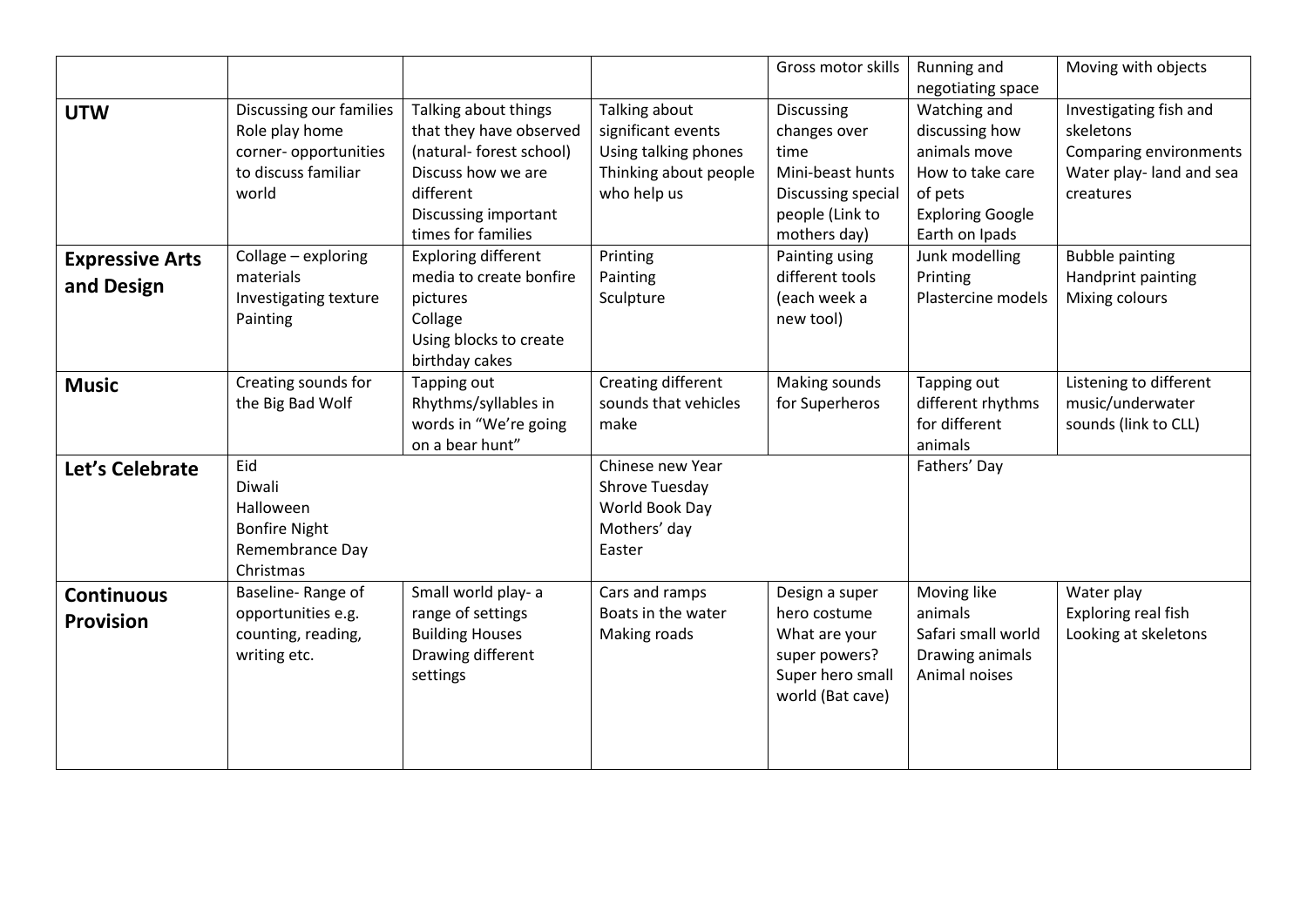| | | | | | | |
|---|---|---|---|---|---|---|
| | | | | Gross motor skills | Running and negotiating space | Moving with objects |
| **UTW** | Discussing our families<br>Role play home corner- opportunities to discuss familiar world | Talking about things that they have observed (natural- forest school)<br>Discuss how we are different<br>Discussing important times for families | Talking about significant events<br>Using talking phones<br>Thinking about people who help us | Discussing changes over time<br>Mini-beast hunts<br>Discussing special people (Link to mothers day) | Watching and discussing how animals move<br>How to take care of pets<br>Exploring Google Earth on Ipads | Investigating fish and skeletons<br>Comparing environments<br>Water play- land and sea creatures |
| **Expressive Arts and Design** | Collage – exploring materials<br>Investigating texture<br>Painting | Exploring different media to create bonfire pictures<br>Collage<br>Using blocks to create birthday cakes | Printing<br>Painting<br>Sculpture | Painting using different tools (each week a new tool) | Junk modelling<br>Printing<br>Plastercine models | Bubble painting<br>Handprint painting<br>Mixing colours |
| **Music** | Creating sounds for the Big Bad Wolf | Tapping out Rhythms/syllables in words in "We're going on a bear hunt" | Creating different sounds that vehicles make | Making sounds for Superheros | Tapping out different rhythms for different animals | Listening to different music/underwater sounds (link to CLL) |
| **Let's Celebrate** | Eid<br>Diwali<br>Halloween<br>Bonfire Night<br>Remembrance Day<br>Christmas | | Chinese new Year<br>Shrove Tuesday<br>World Book Day<br>Mothers' day<br>Easter | | Fathers' Day | |
| **Continuous Provision** | Baseline- Range of opportunities e.g. counting, reading, writing etc. | Small world play- a range of settings<br>Building Houses<br>Drawing different settings | Cars and ramps<br>Boats in the water<br>Making roads | Design a super hero costume<br>What are your super powers?<br>Super hero small world (Bat cave) | Moving like animals<br>Safari small world<br>Drawing animals<br>Animal noises | Water play<br>Exploring real fish<br>Looking at skeletons |